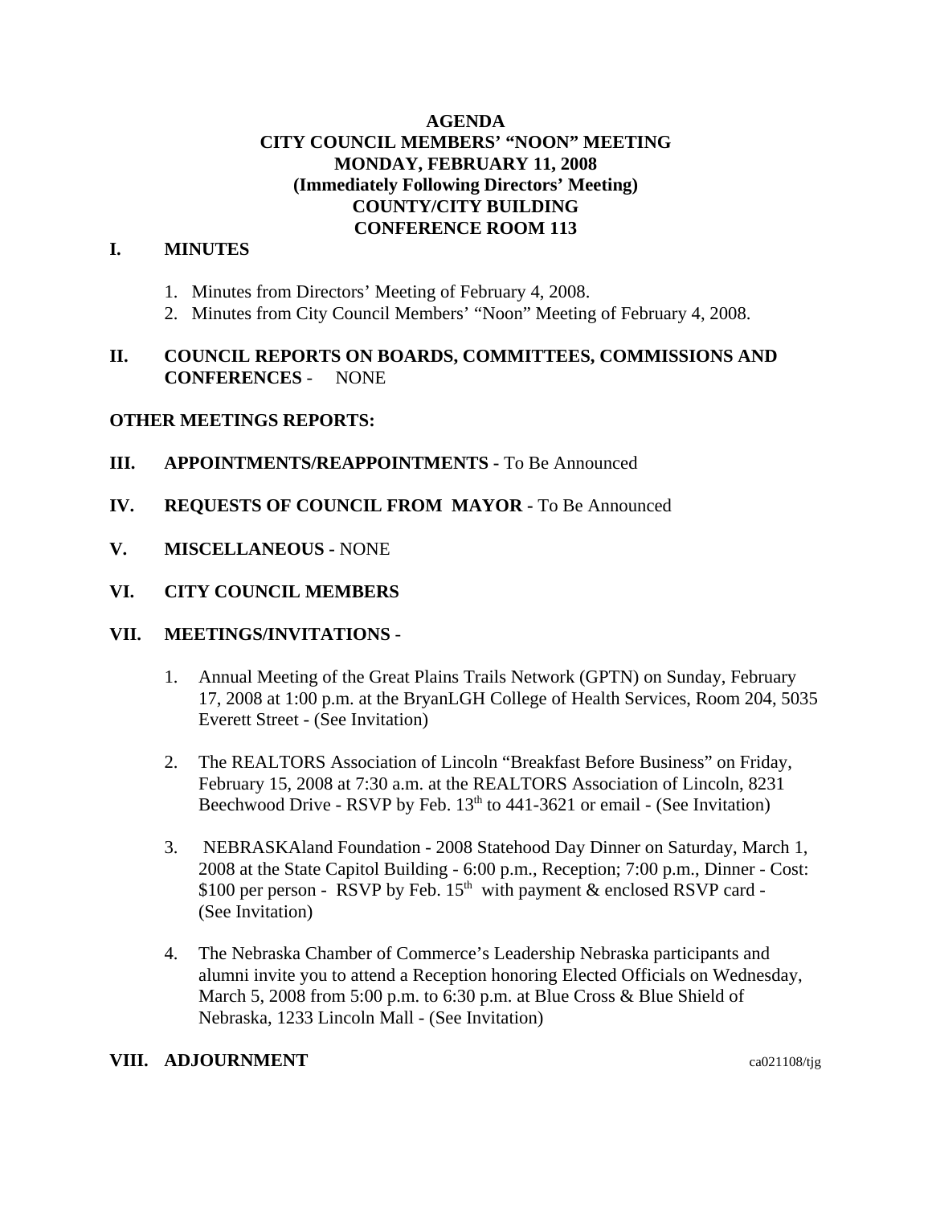# AGENDA
## CITY COUNCIL MEMBERS' "NOON" MEETING
## MONDAY, FEBRUARY 11, 2008
## (Immediately Following Directors' Meeting)
## COUNTY/CITY BUILDING
## CONFERENCE ROOM 113

**I. MINUTES**

1. Minutes from Directors' Meeting of February 4, 2008.
2. Minutes from City Council Members' "Noon" Meeting of February 4, 2008.

**II. COUNCIL REPORTS ON BOARDS, COMMITTEES, COMMISSIONS AND CONFERENCES** - NONE

**OTHER MEETINGS REPORTS:**

**III. APPOINTMENTS/REAPPOINTMENTS -** To Be Announced

**IV. REQUESTS OF COUNCIL FROM MAYOR -** To Be Announced

**V. MISCELLANEOUS -** NONE

**VI. CITY COUNCIL MEMBERS**

**VII. MEETINGS/INVITATIONS** -

1. Annual Meeting of the Great Plains Trails Network (GPTN) on Sunday, February 17, 2008 at 1:00 p.m. at the BryanLGH College of Health Services, Room 204, 5035 Everett Street - (See Invitation)

2. The REALTORS Association of Lincoln "Breakfast Before Business" on Friday, February 15, 2008 at 7:30 a.m. at the REALTORS Association of Lincoln, 8231 Beechwood Drive - RSVP by Feb. 13th to 441-3621 or email - (See Invitation)

3. NEBRASKAland Foundation - 2008 Statehood Day Dinner on Saturday, March 1, 2008 at the State Capitol Building - 6:00 p.m., Reception; 7:00 p.m., Dinner - Cost: $100 per person - RSVP by Feb. 15th with payment & enclosed RSVP card - (See Invitation)

4. The Nebraska Chamber of Commerce's Leadership Nebraska participants and alumni invite you to attend a Reception honoring Elected Officials on Wednesday, March 5, 2008 from 5:00 p.m. to 6:30 p.m. at Blue Cross & Blue Shield of Nebraska, 1233 Lincoln Mall - (See Invitation)

**VIII. ADJOURNMENT**

ca021108/tjg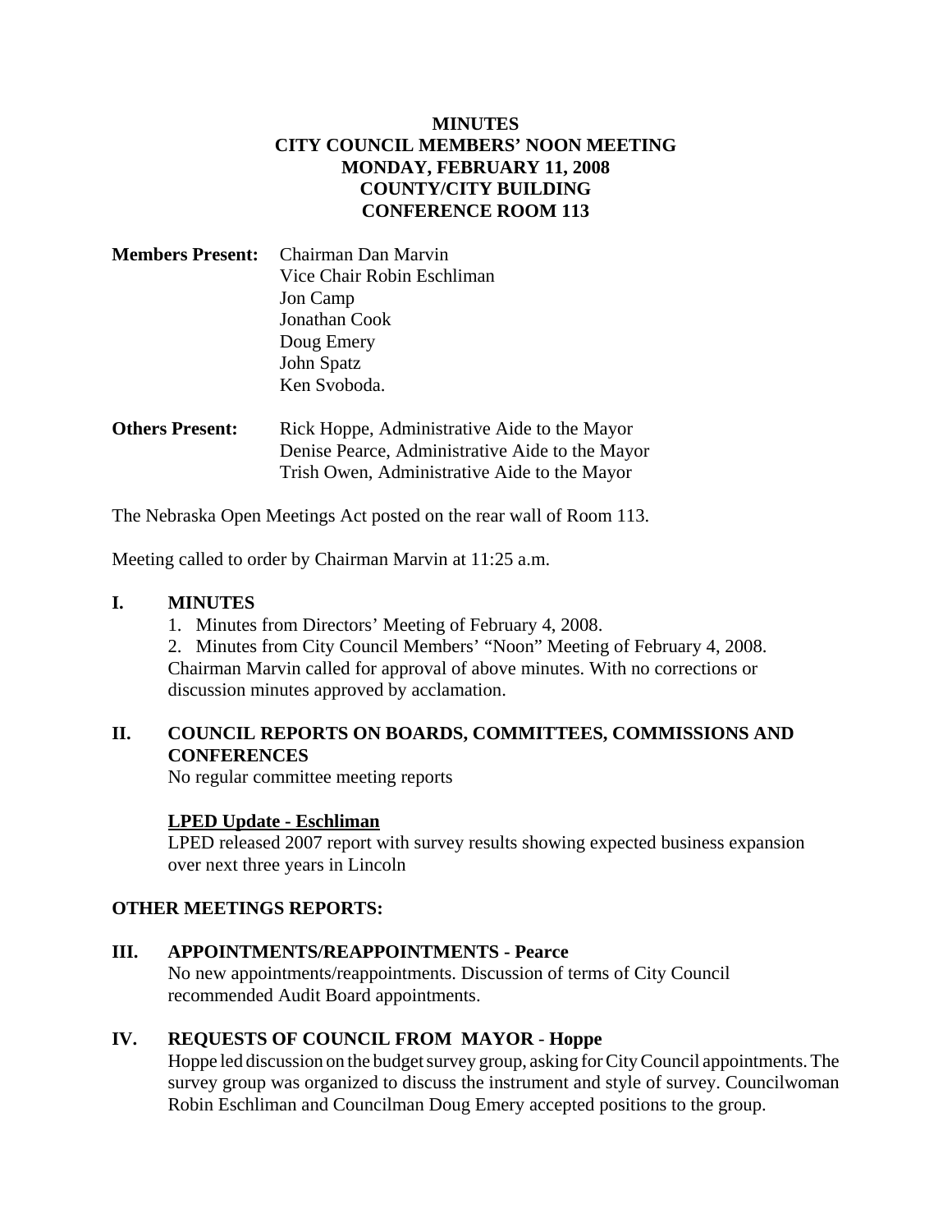**MINUTES**
**CITY COUNCIL MEMBERS' NOON MEETING**
**MONDAY, FEBRUARY 11, 2008**
**COUNTY/CITY BUILDING**
**CONFERENCE ROOM 113**

**Members Present:** Chairman Dan Marvin
Vice Chair Robin Eschliman
Jon Camp
Jonathan Cook
Doug Emery
John Spatz
Ken Svoboda.

**Others Present:** Rick Hoppe, Administrative Aide to the Mayor
Denise Pearce, Administrative Aide to the Mayor
Trish Owen, Administrative Aide to the Mayor

The Nebraska Open Meetings Act posted on the rear wall of Room 113.

Meeting called to order by Chairman Marvin at 11:25 a.m.

## I. MINUTES

1. Minutes from Directors' Meeting of February 4, 2008.
2. Minutes from City Council Members' "Noon" Meeting of February 4, 2008.

Chairman Marvin called for approval of above minutes. With no corrections or discussion minutes approved by acclamation.

## II. COUNCIL REPORTS ON BOARDS, COMMITTEES, COMMISSIONS AND CONFERENCES

No regular committee meeting reports

**LPED Update - Eschliman**

LPED released 2007 report with survey results showing expected business expansion over next three years in Lincoln

## OTHER MEETINGS REPORTS:

## III. APPOINTMENTS/REAPPOINTMENTS - Pearce

No new appointments/reappointments. Discussion of terms of City Council recommended Audit Board appointments.

## IV. REQUESTS OF COUNCIL FROM MAYOR - Hoppe

Hoppe led discussion on the budget survey group, asking for City Council appointments. The survey group was organized to discuss the instrument and style of survey. Councilwoman Robin Eschliman and Councilman Doug Emery accepted positions to the group.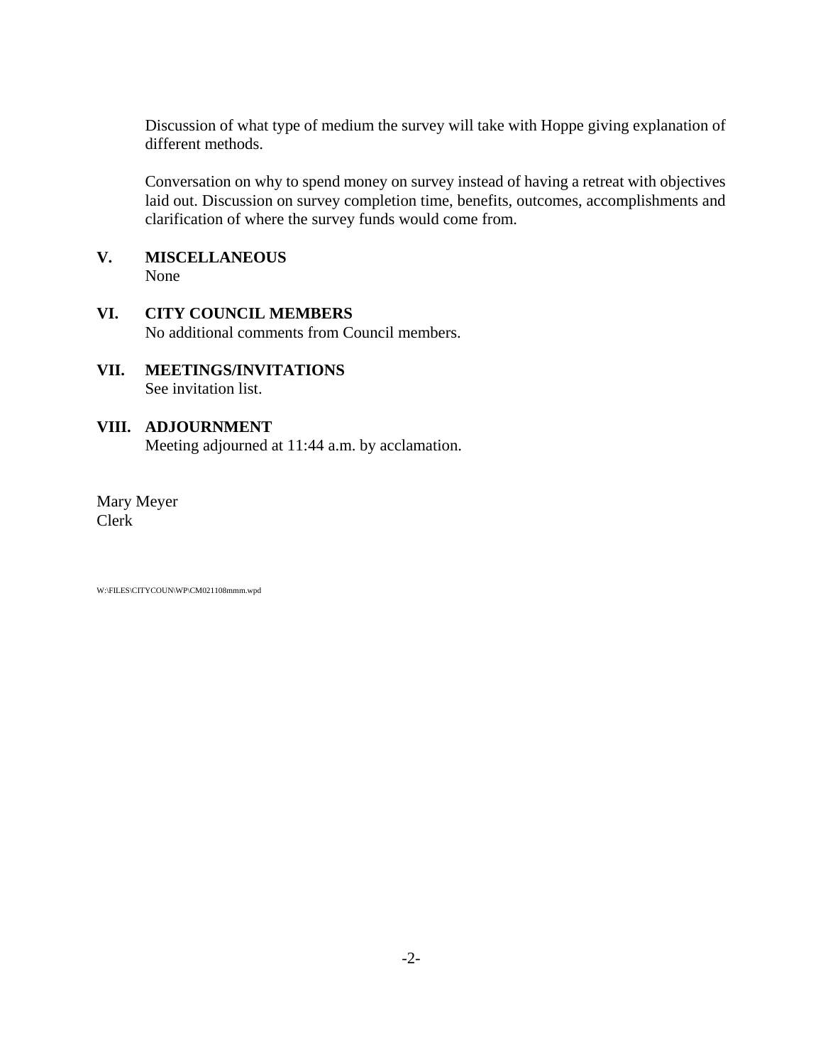Discussion of what type of medium the survey will take with Hoppe giving explanation of different methods.

Conversation on why to spend money on survey instead of having a retreat with objectives laid out. Discussion on survey completion time, benefits, outcomes, accomplishments and clarification of where the survey funds would come from.

## V. MISCELLANEOUS

None

## VI. CITY COUNCIL MEMBERS

No additional comments from Council members.

## VII. MEETINGS/INVITATIONS

See invitation list.

## VIII. ADJOURNMENT

Meeting adjourned at 11:44 a.m. by acclamation.

Mary Meyer
Clerk

W:\FILES\CITYCOUN\WP\CM021108mmm.wpd